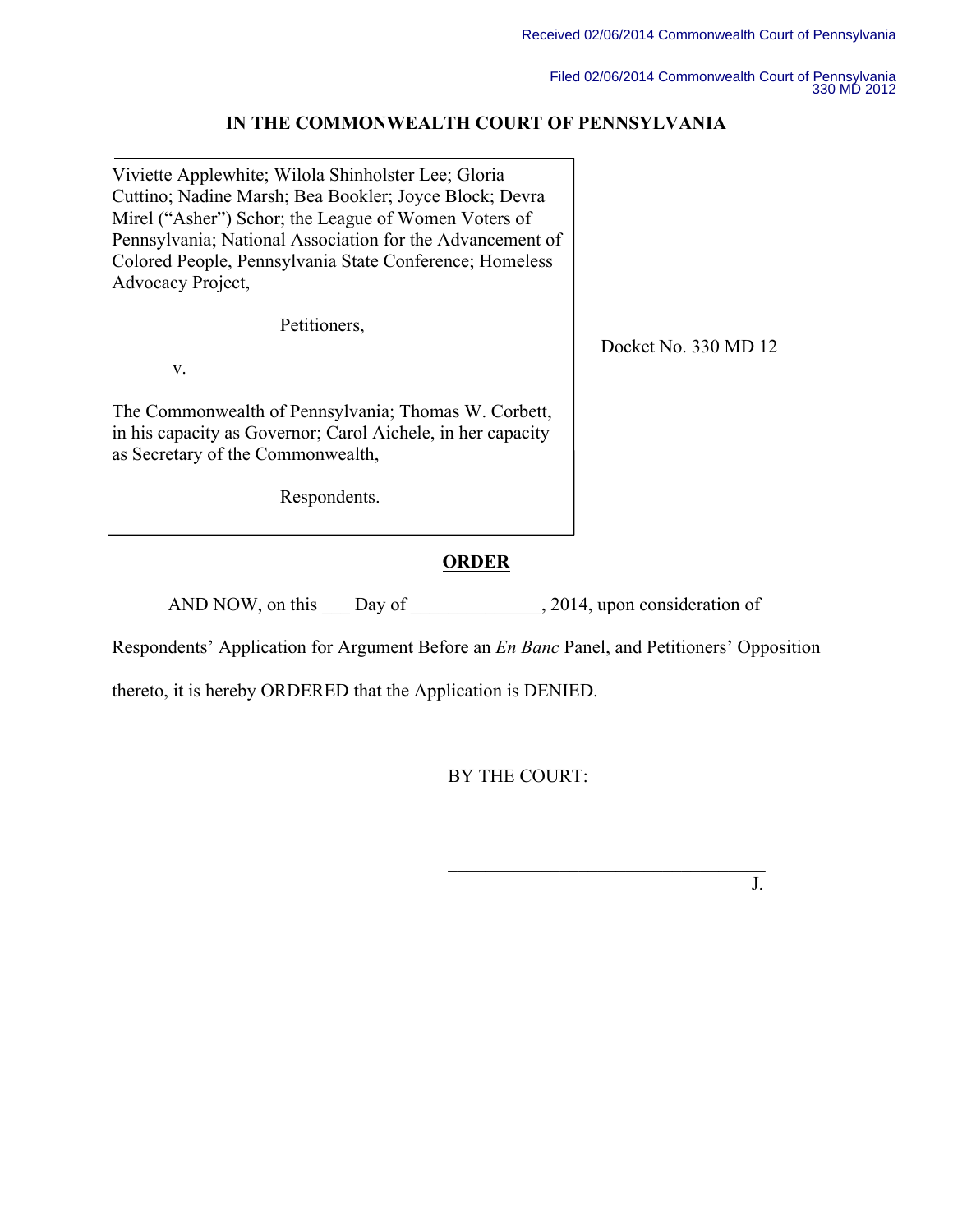Received 02/06/2014 Commonwealth Court of Pennsylvania

Filed 02/06/2014 Commonwealth Court of Pennsylvania
330 MD 2012

**IN THE COMMONWEALTH COURT OF PENNSYLVANIA**

| | |
|---|---|
| Viviette Applewhite; Wilola Shinholster Lee; Gloria Cuttino; Nadine Marsh; Bea Bookler; Joyce Block; Devra Mirel ("Asher") Schor; the League of Women Voters of Pennsylvania; National Association for the Advancement of Colored People, Pennsylvania State Conference; Homeless Advocacy Project,<br><br>Petitioners,<br><br>v.<br><br>The Commonwealth of Pennsylvania; Thomas W. Corbett, in his capacity as Governor; Carol Aichele, in her capacity as Secretary of the Commonwealth,<br><br>Respondents. | Docket No. 330 MD 12 |

**ORDER**

AND NOW, on this ___ Day of ______________, 2014, upon consideration of Respondents' Application for Argument Before an *En Banc* Panel, and Petitioners' Opposition thereto, it is hereby ORDERED that the Application is DENIED.

BY THE COURT:

___________________________________
J.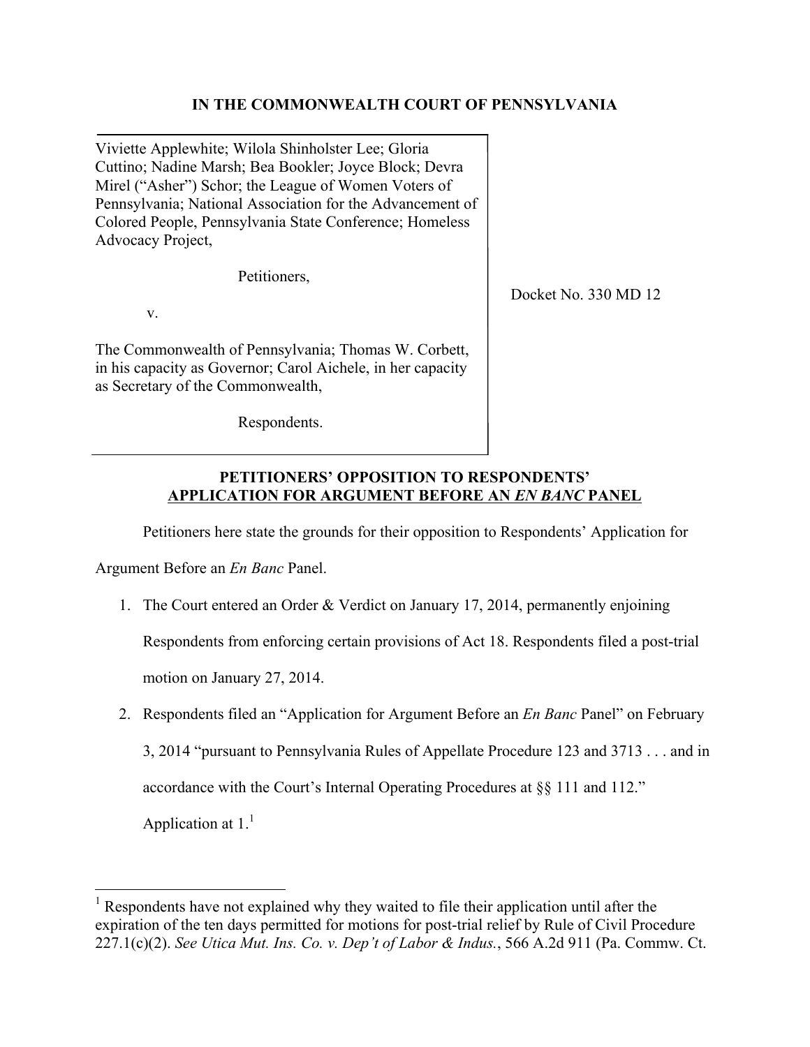**IN THE COMMONWEALTH COURT OF PENNSYLVANIA**

| | |
|---|---|
| Viviette Applewhite; Wilola Shinholster Lee; Gloria Cuttino; Nadine Marsh; Bea Bookler; Joyce Block; Devra Mirel ("Asher") Schor; the League of Women Voters of Pennsylvania; National Association for the Advancement of Colored People, Pennsylvania State Conference; Homeless Advocacy Project,<br><br>Petitioners,<br><br>v.<br><br>The Commonwealth of Pennsylvania; Thomas W. Corbett, in his capacity as Governor; Carol Aichele, in her capacity as Secretary of the Commonwealth,<br><br>Respondents. | Docket No. 330 MD 12 |

**PETITIONERS' OPPOSITION TO RESPONDENTS' APPLICATION FOR ARGUMENT BEFORE AN *EN BANC* PANEL**

Petitioners here state the grounds for their opposition to Respondents' Application for Argument Before an *En Banc* Panel.

1. The Court entered an Order & Verdict on January 17, 2014, permanently enjoining Respondents from enforcing certain provisions of Act 18. Respondents filed a post-trial motion on January 27, 2014.
2. Respondents filed an "Application for Argument Before an *En Banc* Panel" on February 3, 2014 "pursuant to Pennsylvania Rules of Appellate Procedure 123 and 3713 . . . and in accordance with the Court's Internal Operating Procedures at §§ 111 and 112." Application at 1.[1]

[1] Respondents have not explained why they waited to file their application until after the expiration of the ten days permitted for motions for post-trial relief by Rule of Civil Procedure 227.1(c)(2). *See Utica Mut. Ins. Co. v. Dep't of Labor & Indus.*, 566 A.2d 911 (Pa. Commw. Ct.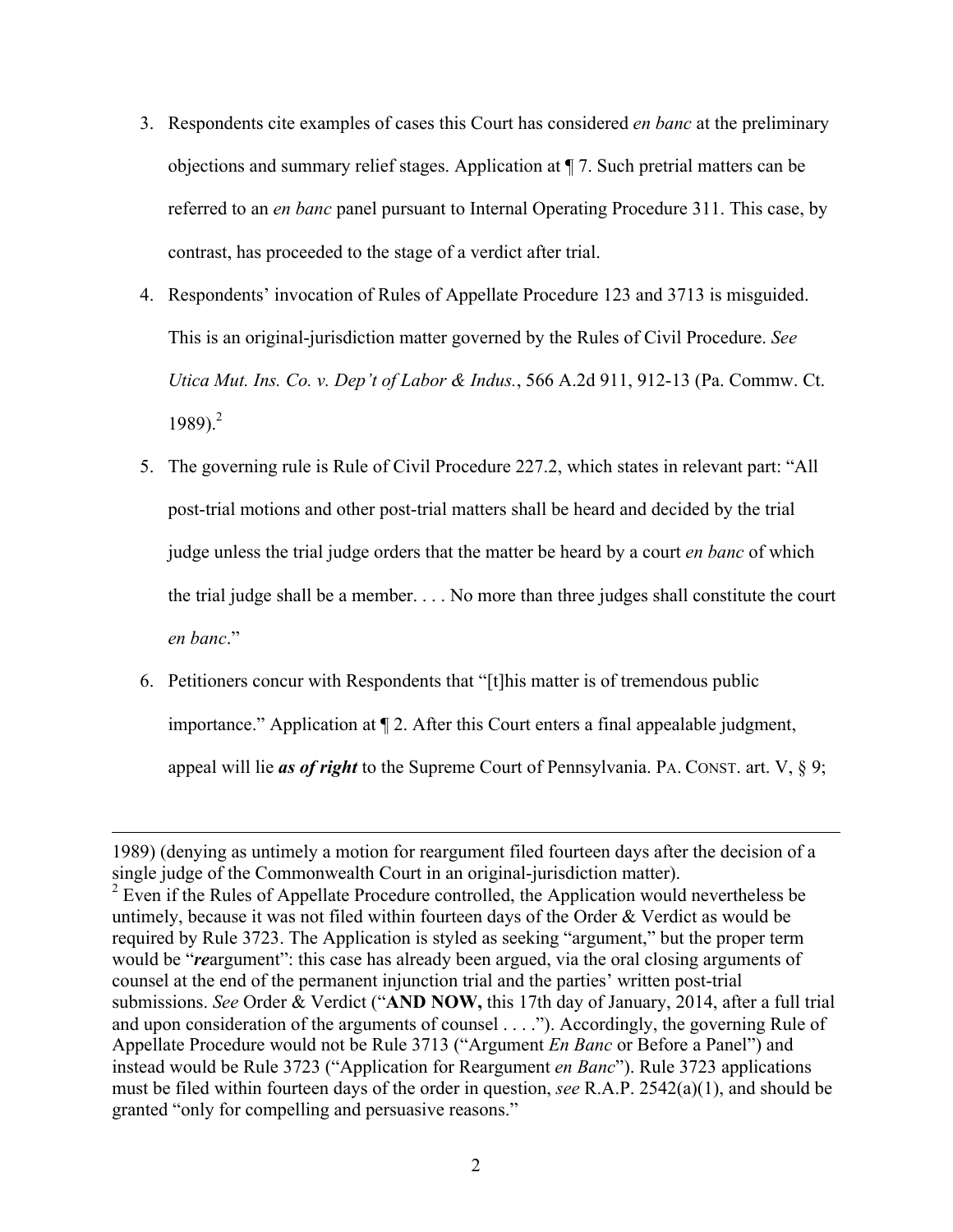3. Respondents cite examples of cases this Court has considered *en banc* at the preliminary objections and summary relief stages. Application at ¶ 7. Such pretrial matters can be referred to an *en banc* panel pursuant to Internal Operating Procedure 311. This case, by contrast, has proceeded to the stage of a verdict after trial.

4. Respondents' invocation of Rules of Appellate Procedure 123 and 3713 is misguided. This is an original-jurisdiction matter governed by the Rules of Civil Procedure. *See Utica Mut. Ins. Co. v. Dep't of Labor & Indus.*, 566 A.2d 911, 912-13 (Pa. Commw. Ct. 1989).[2]

5. The governing rule is Rule of Civil Procedure 227.2, which states in relevant part: "All post-trial motions and other post-trial matters shall be heard and decided by the trial judge unless the trial judge orders that the matter be heard by a court *en banc* of which the trial judge shall be a member. . . . No more than three judges shall constitute the court *en banc*."

6. Petitioners concur with Respondents that "[t]his matter is of tremendous public importance." Application at ¶ 2. After this Court enters a final appealable judgment, appeal will lie ***as of right*** to the Supreme Court of Pennsylvania. PA. CONST. art. V, § 9;

---

1989) (denying as untimely a motion for reargument filed fourteen days after the decision of a single judge of the Commonwealth Court in an original-jurisdiction matter).

[2] Even if the Rules of Appellate Procedure controlled, the Application would nevertheless be untimely, because it was not filed within fourteen days of the Order & Verdict as would be required by Rule 3723. The Application is styled as seeking "argument," but the proper term would be "***re***argument": this case has already been argued, via the oral closing arguments of counsel at the end of the permanent injunction trial and the parties' written post-trial submissions. *See* Order & Verdict ("**AND NOW,** this 17th day of January, 2014, after a full trial and upon consideration of the arguments of counsel . . . ."). Accordingly, the governing Rule of Appellate Procedure would not be Rule 3713 ("Argument *En Banc* or Before a Panel") and instead would be Rule 3723 ("Application for Reargument *en Banc*"). Rule 3723 applications must be filed within fourteen days of the order in question, *see* R.A.P. 2542(a)(1), and should be granted "only for compelling and persuasive reasons."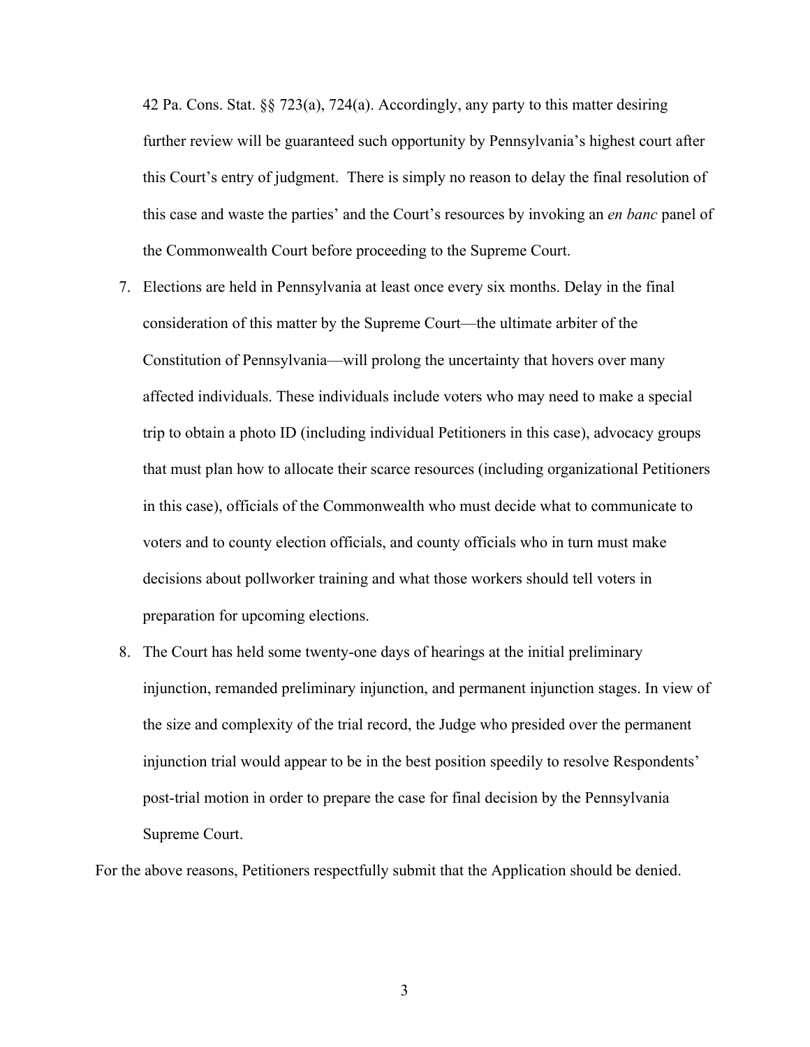42 Pa. Cons. Stat. §§ 723(a), 724(a). Accordingly, any party to this matter desiring further review will be guaranteed such opportunity by Pennsylvania's highest court after this Court's entry of judgment. There is simply no reason to delay the final resolution of this case and waste the parties' and the Court's resources by invoking an *en banc* panel of the Commonwealth Court before proceeding to the Supreme Court.

7. Elections are held in Pennsylvania at least once every six months. Delay in the final consideration of this matter by the Supreme Court—the ultimate arbiter of the Constitution of Pennsylvania—will prolong the uncertainty that hovers over many affected individuals. These individuals include voters who may need to make a special trip to obtain a photo ID (including individual Petitioners in this case), advocacy groups that must plan how to allocate their scarce resources (including organizational Petitioners in this case), officials of the Commonwealth who must decide what to communicate to voters and to county election officials, and county officials who in turn must make decisions about pollworker training and what those workers should tell voters in preparation for upcoming elections.

8. The Court has held some twenty-one days of hearings at the initial preliminary injunction, remanded preliminary injunction, and permanent injunction stages. In view of the size and complexity of the trial record, the Judge who presided over the permanent injunction trial would appear to be in the best position speedily to resolve Respondents' post-trial motion in order to prepare the case for final decision by the Pennsylvania Supreme Court.

For the above reasons, Petitioners respectfully submit that the Application should be denied.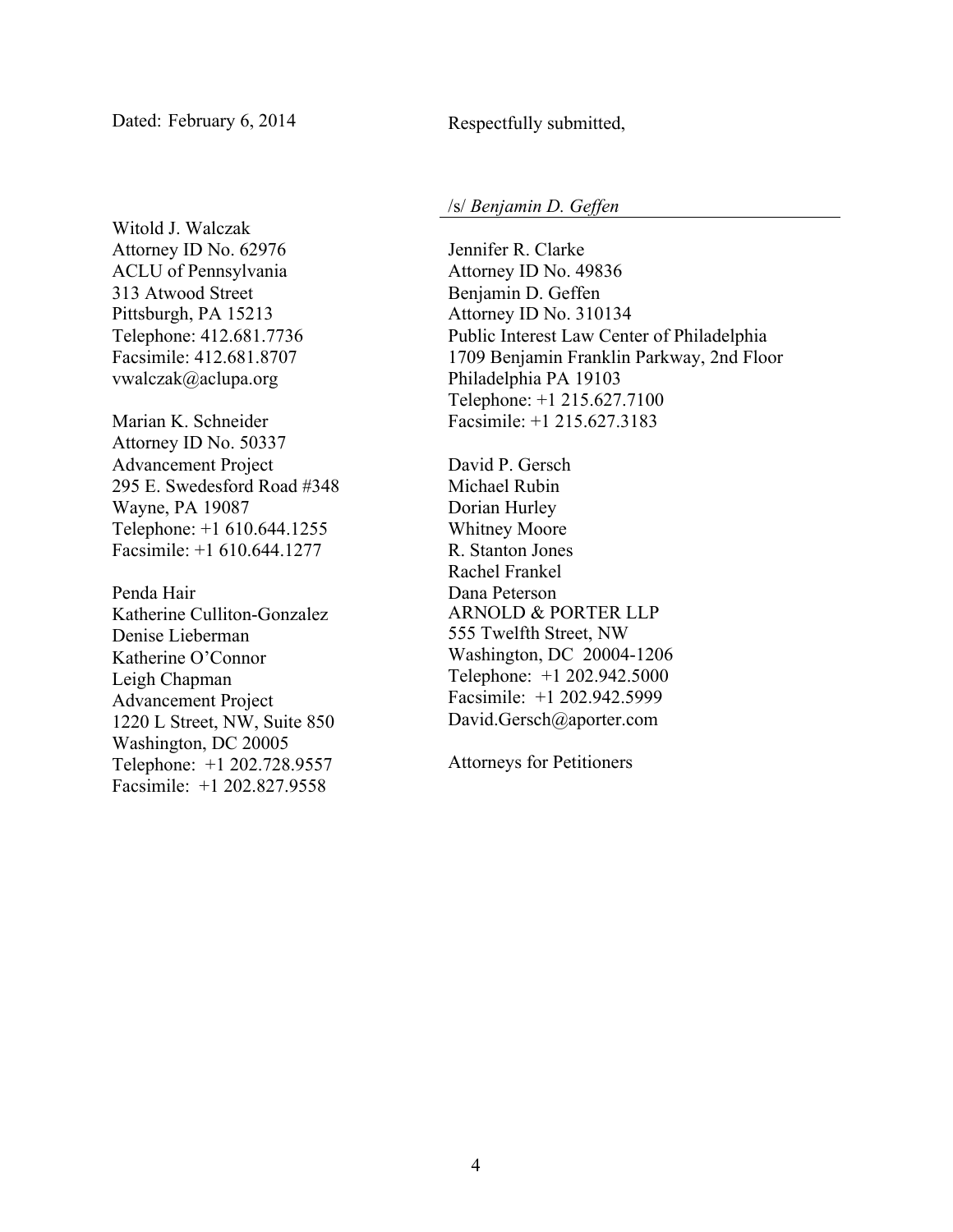Dated: February 6, 2014

Respectfully submitted,

/s/ *Benjamin D. Geffen*

Jennifer R. Clarke
Attorney ID No. 49836
Benjamin D. Geffen
Attorney ID No. 310134
Public Interest Law Center of Philadelphia
1709 Benjamin Franklin Parkway, 2nd Floor
Philadelphia PA 19103
Telephone: +1 215.627.7100
Facsimile: +1 215.627.3183

David P. Gersch
Michael Rubin
Dorian Hurley
Whitney Moore
R. Stanton Jones
Rachel Frankel
Dana Peterson
ARNOLD & PORTER LLP
555 Twelfth Street, NW
Washington, DC 20004-1206
Telephone: +1 202.942.5000
Facsimile: +1 202.942.5999
David.Gersch@aporter.com

Attorneys for Petitioners

Witold J. Walczak
Attorney ID No. 62976
ACLU of Pennsylvania
313 Atwood Street
Pittsburgh, PA 15213
Telephone: 412.681.7736
Facsimile: 412.681.8707
vwalczak@aclupa.org

Marian K. Schneider
Attorney ID No. 50337
Advancement Project
295 E. Swedesford Road #348
Wayne, PA 19087
Telephone: +1 610.644.1255
Facsimile: +1 610.644.1277

Penda Hair
Katherine Culliton-Gonzalez
Denise Lieberman
Katherine O'Connor
Leigh Chapman
Advancement Project
1220 L Street, NW, Suite 850
Washington, DC 20005
Telephone: +1 202.728.9557
Facsimile: +1 202.827.9558